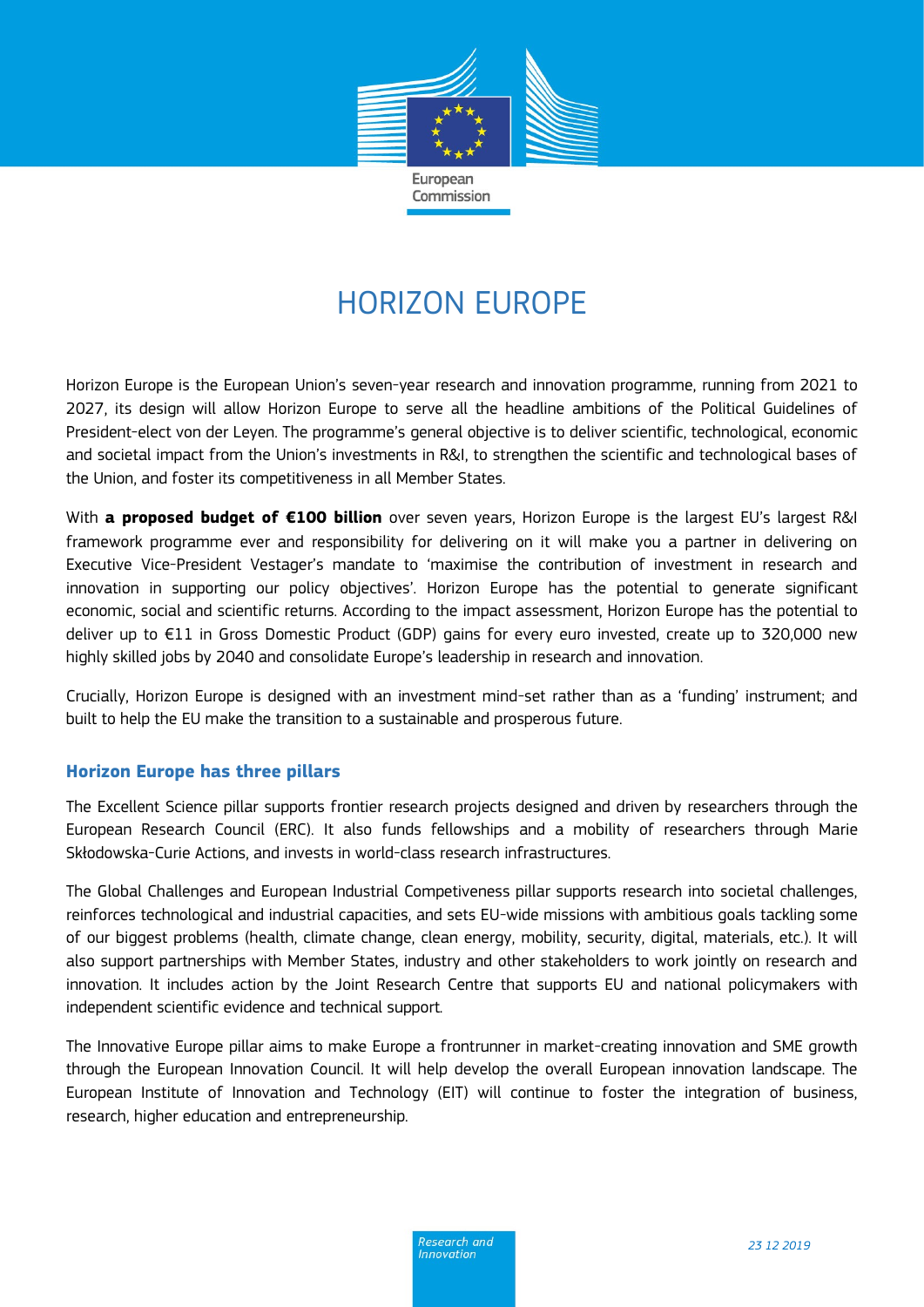# HORIZON EUROPE

Horizon Europe is the European Union's seven-year research and innovation programme, running from 2021 to 2027, its design will allow Horizon Europe to serve all the headline ambitions of the Political Guidelines of President-elect von der Leyen. The programme's general objective is to deliver scientific, technological, economic and societal impact from the Union's investments in R&I, to strengthen the scientific and technological bases of the Union, and foster its competitiveness in all Member States.

With **a proposed budget of €100 billion** over seven years, Horizon Europe is the largest EU's largest R&I framework programme ever and responsibility for delivering on it will make you a partner in delivering on Executive Vice-President Vestager's mandate to 'maximise the contribution of investment in research and innovation in supporting our policy objectives'. Horizon Europe has the potential to generate significant economic, social and scientific returns. According to the impact assessment, Horizon Europe has the potential to deliver up to €11 in Gross Domestic Product (GDP) gains for every euro invested, create up to 320,000 new highly skilled jobs by 2040 and consolidate Europe's leadership in research and innovation.

Crucially, Horizon Europe is designed with an investment mind-set rather than as a 'funding' instrument; and built to help the EU make the transition to a sustainable and prosperous future.

## Horizon Europe has three pillars

The Excellent Science pillar supports frontier research projects designed and driven by researchers through the European Research Council (ERC). It also funds fellowships and a mobility of researchers through Marie Skłodowska-Curie Actions, and invests in world-class research infrastructures.

The Global Challenges and European Industrial Competiveness pillar supports research into societal challenges, reinforces technological and industrial capacities, and sets EU-wide missions with ambitious goals tackling some of our biggest problems (health, climate change, clean energy, mobility, security, digital, materials, etc.). It will also support partnerships with Member States, industry and other stakeholders to work jointly on research and innovation. It includes action by the Joint Research Centre that supports EU and national policymakers with independent scientific evidence and technical support.

The Innovative Europe pillar aims to make Europe a frontrunner in market-creating innovation and SME growth through the European Innovation Council. It will help develop the overall European innovation landscape. The European Institute of Innovation and Technology (EIT) will continue to foster the integration of business, research, higher education and entrepreneurship.

*23 12 2019*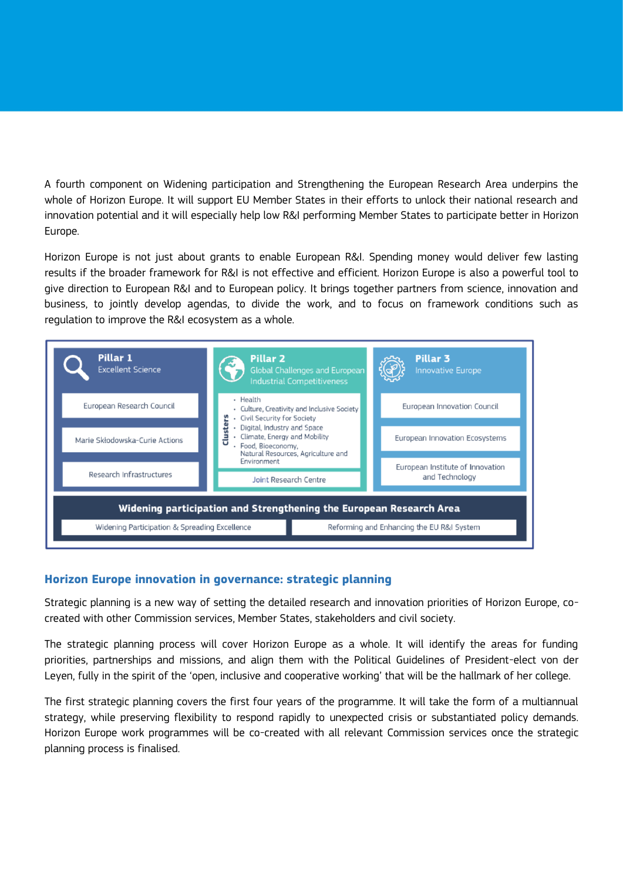A fourth component on Widening participation and Strengthening the European Research Area underpins the whole of Horizon Europe. It will support EU Member States in their efforts to unlock their national research and innovation potential and it will especially help low R&I performing Member States to participate better in Horizon Europe.

Horizon Europe is not just about grants to enable European R&I. Spending money would deliver few lasting results if the broader framework for R&I is not effective and efficient. Horizon Europe is also a powerful tool to give direction to European R&I and to European policy. It brings together partners from science, innovation and business, to jointly develop agendas, to divide the work, and to focus on framework conditions such as regulation to improve the R&I ecosystem as a whole.

**Pillar 1** – Excellent Science
- European Research Council
- Marie Skłodowska-Curie Actions
- Research Infrastructures

**Pillar 2** – Global Challenges and European Industrial Competitiveness
- Clusters:
  - Health
  - Culture, Creativity and Inclusive Society
  - Civil Security for Society
  - Digital, Industry and Space
  - Climate, Energy and Mobility
  - Food, Bioeconomy, Natural Resources, Agriculture and Environment
- Joint Research Centre

**Pillar 3** – Innovative Europe
- European Innovation Council
- European Innovation Ecosystems
- European Institute of Innovation and Technology

**Widening participation and Strengthening the European Research Area**
- Widening Participation & Spreading Excellence
- Reforming and Enhancing the EU R&I System

## Horizon Europe innovation in governance: strategic planning

Strategic planning is a new way of setting the detailed research and innovation priorities of Horizon Europe, co-created with other Commission services, Member States, stakeholders and civil society.

The strategic planning process will cover Horizon Europe as a whole. It will identify the areas for funding priorities, partnerships and missions, and align them with the Political Guidelines of President-elect von der Leyen, fully in the spirit of the 'open, inclusive and cooperative working' that will be the hallmark of her college.

The first strategic planning covers the first four years of the programme. It will take the form of a multiannual strategy, while preserving flexibility to respond rapidly to unexpected crisis or substantiated policy demands. Horizon Europe work programmes will be co-created with all relevant Commission services once the strategic planning process is finalised.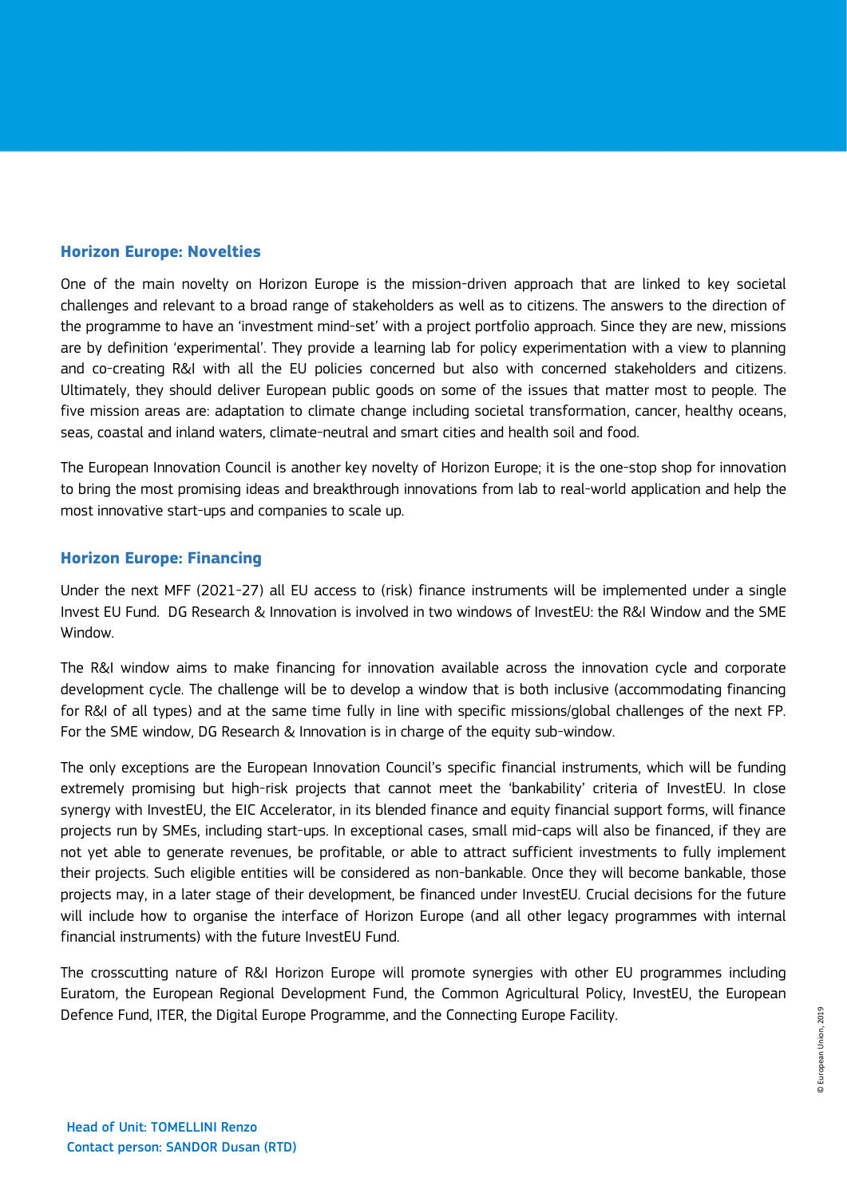## Horizon Europe: Novelties

One of the main novelty on Horizon Europe is the mission-driven approach that are linked to key societal challenges and relevant to a broad range of stakeholders as well as to citizens. The answers to the direction of the programme to have an 'investment mind-set' with a project portfolio approach. Since they are new, missions are by definition 'experimental'. They provide a learning lab for policy experimentation with a view to planning and co-creating R&I with all the EU policies concerned but also with concerned stakeholders and citizens. Ultimately, they should deliver European public goods on some of the issues that matter most to people. The five mission areas are: adaptation to climate change including societal transformation, cancer, healthy oceans, seas, coastal and inland waters, climate-neutral and smart cities and health soil and food.

The European Innovation Council is another key novelty of Horizon Europe; it is the one-stop shop for innovation to bring the most promising ideas and breakthrough innovations from lab to real-world application and help the most innovative start-ups and companies to scale up.

## Horizon Europe: Financing

Under the next MFF (2021-27) all EU access to (risk) finance instruments will be implemented under a single Invest EU Fund. DG Research & Innovation is involved in two windows of InvestEU: the R&I Window and the SME Window.

The R&I window aims to make financing for innovation available across the innovation cycle and corporate development cycle. The challenge will be to develop a window that is both inclusive (accommodating financing for R&I of all types) and at the same time fully in line with specific missions/global challenges of the next FP. For the SME window, DG Research & Innovation is in charge of the equity sub-window.

The only exceptions are the European Innovation Council's specific financial instruments, which will be funding extremely promising but high-risk projects that cannot meet the 'bankability' criteria of InvestEU. In close synergy with InvestEU, the EIC Accelerator, in its blended finance and equity financial support forms, will finance projects run by SMEs, including start-ups. In exceptional cases, small mid-caps will also be financed, if they are not yet able to generate revenues, be profitable, or able to attract sufficient investments to fully implement their projects. Such eligible entities will be considered as non-bankable. Once they will become bankable, those projects may, in a later stage of their development, be financed under InvestEU. Crucial decisions for the future will include how to organise the interface of Horizon Europe (and all other legacy programmes with internal financial instruments) with the future InvestEU Fund.

The crosscutting nature of R&I Horizon Europe will promote synergies with other EU programmes including Euratom, the European Regional Development Fund, the Common Agricultural Policy, InvestEU, the European Defence Fund, ITER, the Digital Europe Programme, and the Connecting Europe Facility.

© European Union, 2019

**Head of Unit: TOMELLINI Renzo**
**Contact person: SANDOR Dusan (RTD)**